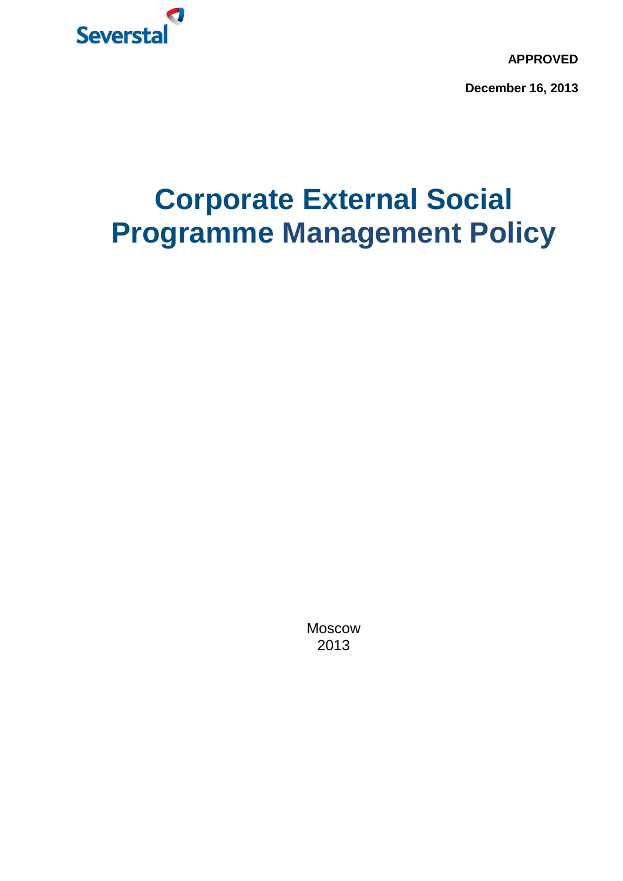Severstal

**APPROVED**

**December 16, 2013**

# Corporate External Social Programme Management Policy

Moscow
2013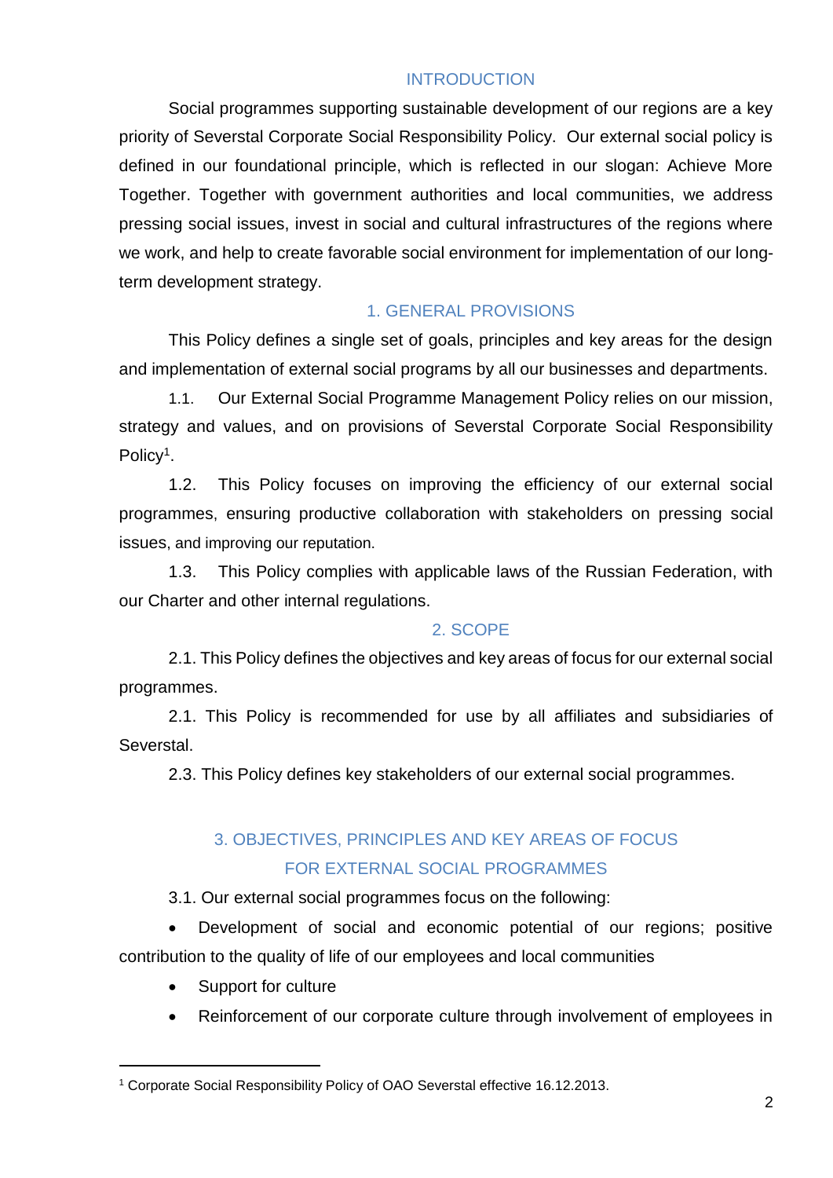## INTRODUCTION

Social programmes supporting sustainable development of our regions are a key priority of Severstal Corporate Social Responsibility Policy. Our external social policy is defined in our foundational principle, which is reflected in our slogan: Achieve More Together. Together with government authorities and local communities, we address pressing social issues, invest in social and cultural infrastructures of the regions where we work, and help to create favorable social environment for implementation of our long-term development strategy.

## 1. GENERAL PROVISIONS

This Policy defines a single set of goals, principles and key areas for the design and implementation of external social programs by all our businesses and departments.

1.1. Our External Social Programme Management Policy relies on our mission, strategy and values, and on provisions of Severstal Corporate Social Responsibility Policy[1].

1.2. This Policy focuses on improving the efficiency of our external social programmes, ensuring productive collaboration with stakeholders on pressing social issues, and improving our reputation.

1.3. This Policy complies with applicable laws of the Russian Federation, with our Charter and other internal regulations.

## 2. SCOPE

2.1. This Policy defines the objectives and key areas of focus for our external social programmes.

2.1. This Policy is recommended for use by all affiliates and subsidiaries of Severstal.

2.3. This Policy defines key stakeholders of our external social programmes.

## 3. OBJECTIVES, PRINCIPLES AND KEY AREAS OF FOCUS FOR EXTERNAL SOCIAL PROGRAMMES

3.1. Our external social programmes focus on the following:

- Development of social and economic potential of our regions; positive contribution to the quality of life of our employees and local communities
- Support for culture
- Reinforcement of our corporate culture through involvement of employees in

[1] Corporate Social Responsibility Policy of OAO Severstal effective 16.12.2013.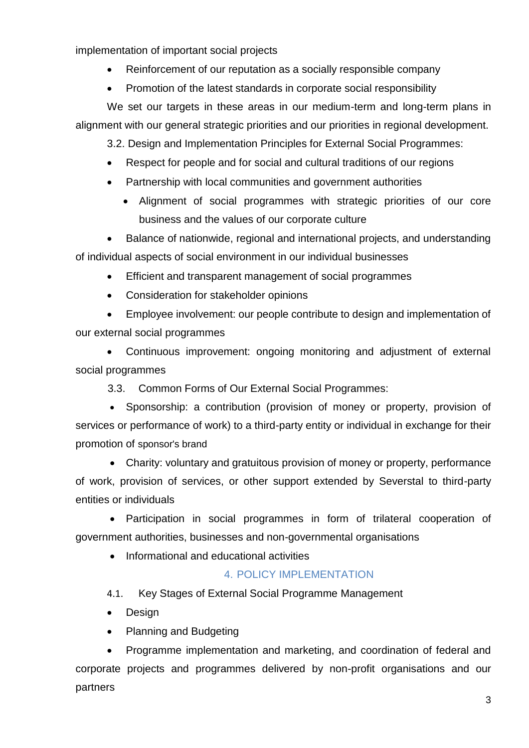implementation of important social projects

- Reinforcement of our reputation as a socially responsible company
- Promotion of the latest standards in corporate social responsibility

We set our targets in these areas in our medium-term and long-term plans in alignment with our general strategic priorities and our priorities in regional development.

3.2. Design and Implementation Principles for External Social Programmes:

- Respect for people and for social and cultural traditions of our regions
- Partnership with local communities and government authorities
- Alignment of social programmes with strategic priorities of our core business and the values of our corporate culture
- Balance of nationwide, regional and international projects, and understanding of individual aspects of social environment in our individual businesses
- Efficient and transparent management of social programmes
- Consideration for stakeholder opinions
- Employee involvement: our people contribute to design and implementation of our external social programmes
- Continuous improvement: ongoing monitoring and adjustment of external social programmes

3.3. Common Forms of Our External Social Programmes:

- Sponsorship: a contribution (provision of money or property, provision of services or performance of work) to a third-party entity or individual in exchange for their promotion of sponsor's brand
- Charity: voluntary and gratuitous provision of money or property, performance of work, provision of services, or other support extended by Severstal to third-party entities or individuals
- Participation in social programmes in form of trilateral cooperation of government authorities, businesses and non-governmental organisations
- Informational and educational activities

## 4. POLICY IMPLEMENTATION

4.1. Key Stages of External Social Programme Management

- Design
- Planning and Budgeting
- Programme implementation and marketing, and coordination of federal and corporate projects and programmes delivered by non-profit organisations and our partners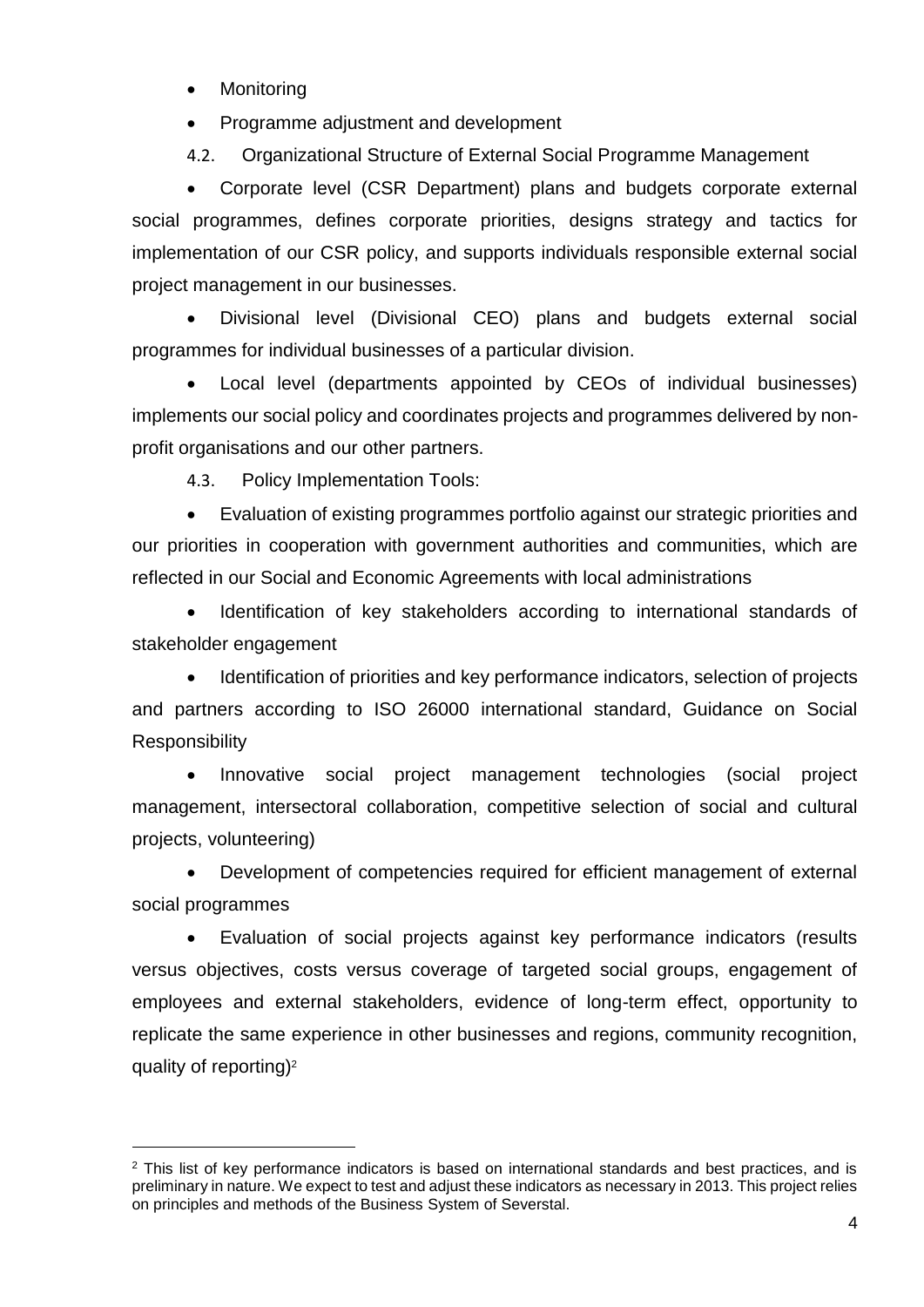- Monitoring
- Programme adjustment and development

4.2. Organizational Structure of External Social Programme Management

- Corporate level (CSR Department) plans and budgets corporate external social programmes, defines corporate priorities, designs strategy and tactics for implementation of our CSR policy, and supports individuals responsible external social project management in our businesses.
- Divisional level (Divisional CEO) plans and budgets external social programmes for individual businesses of a particular division.
- Local level (departments appointed by CEOs of individual businesses) implements our social policy and coordinates projects and programmes delivered by non-profit organisations and our other partners.

4.3. Policy Implementation Tools:

- Evaluation of existing programmes portfolio against our strategic priorities and our priorities in cooperation with government authorities and communities, which are reflected in our Social and Economic Agreements with local administrations
- Identification of key stakeholders according to international standards of stakeholder engagement
- Identification of priorities and key performance indicators, selection of projects and partners according to ISO 26000 international standard, Guidance on Social Responsibility
- Innovative social project management technologies (social project management, intersectoral collaboration, competitive selection of social and cultural projects, volunteering)
- Development of competencies required for efficient management of external social programmes
- Evaluation of social projects against key performance indicators (results versus objectives, costs versus coverage of targeted social groups, engagement of employees and external stakeholders, evidence of long-term effect, opportunity to replicate the same experience in other businesses and regions, community recognition, quality of reporting)[2]

[2] This list of key performance indicators is based on international standards and best practices, and is preliminary in nature. We expect to test and adjust these indicators as necessary in 2013. This project relies on principles and methods of the Business System of Severstal.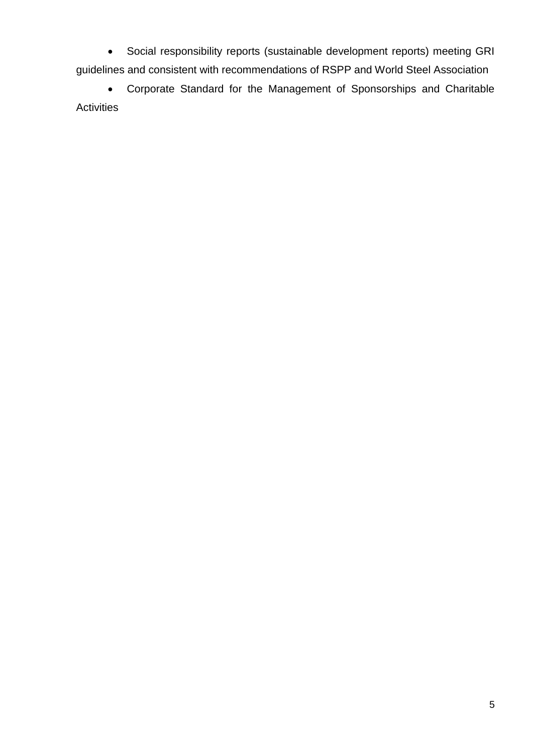- Social responsibility reports (sustainable development reports) meeting GRI guidelines and consistent with recommendations of RSPP and World Steel Association
- Corporate Standard for the Management of Sponsorships and Charitable Activities